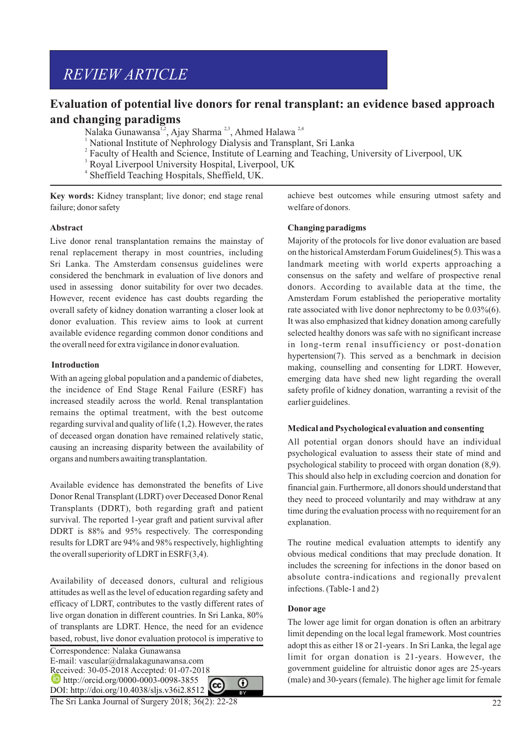REVIEW ARTICLE

# Evaluation of potential live donors for renal transplant: an evidence based approach and changing paradigms

Nalaka Gunawansa[1,2], Ajay Sharma [2,3], Ahmed Halawa [2,4]

[1] National Institute of Nephrology Dialysis and Transplant, Sri Lanka
[2] Faculty of Health and Science, Institute of Learning and Teaching, University of Liverpool, UK
[3] Royal Liverpool University Hospital, Liverpool, UK
[4] Sheffield Teaching Hospitals, Sheffield, UK.

**Key words:** Kidney transplant; live donor; end stage renal failure; donor safety

### Abstract

Live donor renal transplantation remains the mainstay of renal replacement therapy in most countries, including Sri Lanka. The Amsterdam consensus guidelines were considered the benchmark in evaluation of live donors and used in assessing donor suitability for over two decades. However, recent evidence has cast doubts regarding the overall safety of kidney donation warranting a closer look at donor evaluation. This review aims to look at current available evidence regarding common donor conditions and the overall need for extra vigilance in donor evaluation.

### Introduction

With an ageing global population and a pandemic of diabetes, the incidence of End Stage Renal Failure (ESRF) has increased steadily across the world. Renal transplantation remains the optimal treatment, with the best outcome regarding survival and quality of life (1,2). However, the rates of deceased organ donation have remained relatively static, causing an increasing disparity between the availability of organs and numbers awaiting transplantation.

Available evidence has demonstrated the benefits of Live Donor Renal Transplant (LDRT) over Deceased Donor Renal Transplants (DDRT), both regarding graft and patient survival. The reported 1-year graft and patient survival after DDRT is 88% and 95% respectively. The corresponding results for LDRT are 94% and 98% respectively, highlighting the overall superiority of LDRT in ESRF(3,4).

Availability of deceased donors, cultural and religious attitudes as well as the level of education regarding safety and efficacy of LDRT, contributes to the vastly different rates of live organ donation in different countries. In Sri Lanka, 80% of transplants are LDRT. Hence, the need for an evidence based, robust, live donor evaluation protocol is imperative to achieve best outcomes while ensuring utmost safety and welfare of donors.

Correspondence: Nalaka Gunawansa
E-mail: vascular@drnalakagunawansa.com
Received: 30-05-2018 Accepted: 01-07-2018
http://orcid.org/0000-0003-0098-3855
DOI: http://doi.org/10.4038/sljs.v36i2.8512

### Changing paradigms

Majority of the protocols for live donor evaluation are based on the historical Amsterdam Forum Guidelines(5). This was a landmark meeting with world experts approaching a consensus on the safety and welfare of prospective renal donors. According to available data at the time, the Amsterdam Forum established the perioperative mortality rate associated with live donor nephrectomy to be 0.03%(6). It was also emphasized that kidney donation among carefully selected healthy donors was safe with no significant increase in long-term renal insufficiency or post-donation hypertension(7). This served as a benchmark in decision making, counselling and consenting for LDRT. However, emerging data have shed new light regarding the overall safety profile of kidney donation, warranting a revisit of the earlier guidelines.

### Medical and Psychological evaluation and consenting

All potential organ donors should have an individual psychological evaluation to assess their state of mind and psychological stability to proceed with organ donation (8,9). This should also help in excluding coercion and donation for financial gain. Furthermore, all donors should understand that they need to proceed voluntarily and may withdraw at any time during the evaluation process with no requirement for an explanation.

The routine medical evaluation attempts to identify any obvious medical conditions that may preclude donation. It includes the screening for infections in the donor based on absolute contra-indications and regionally prevalent infections. (Table-1 and 2)

### Donor age

The lower age limit for organ donation is often an arbitrary limit depending on the local legal framework. Most countries adopt this as either 18 or 21-years . In Sri Lanka, the legal age limit for organ donation is 21-years. However, the government guideline for altruistic donor ages are 25-years (male) and 30-years (female). The higher age limit for female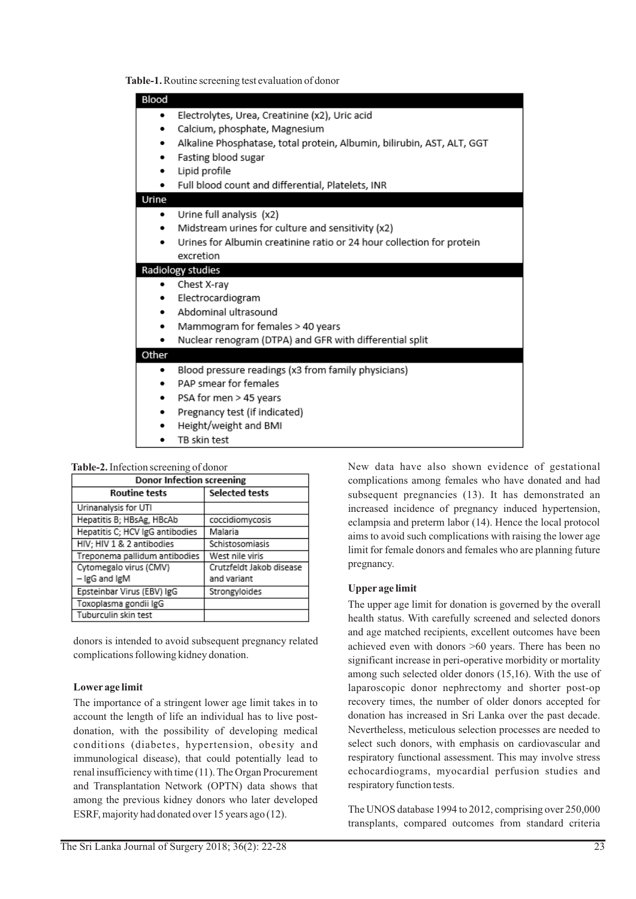**Table-1.** Routine screening test evaluation of donor

| Blood |
|---|
| • Electrolytes, Urea, Creatinine (x2), Uric acid |
| • Calcium, phosphate, Magnesium |
| • Alkaline Phosphatase, total protein, Albumin, bilirubin, AST, ALT, GGT |
| • Fasting blood sugar |
| • Lipid profile |
| • Full blood count and differential, Platelets, INR |
| **Urine** |
| • Urine full analysis (x2) |
| • Midstream urines for culture and sensitivity (x2) |
| • Urines for Albumin creatinine ratio or 24 hour collection for protein excretion |
| **Radiology studies** |
| • Chest X-ray |
| • Electrocardiogram |
| • Abdominal ultrasound |
| • Mammogram for females > 40 years |
| • Nuclear renogram (DTPA) and GFR with differential split |
| **Other** |
| • Blood pressure readings (x3 from family physicians) |
| • PAP smear for females |
| • PSA for men > 45 years |
| • Pregnancy test (if indicated) |
| • Height/weight and BMI |
| • TB skin test |

**Table-2.** Infection screening of donor

| Donor Infection screening | |
|---|---|
| **Routine tests** | **Selected tests** |
| Urinanalysis for UTI | |
| Hepatitis B; HBsAg, HBcAb | coccidiomycosis |
| Hepatitis C; HCV IgG antibodies | Malaria |
| HIV; HIV 1 & 2 antibodies | Schistosomiasis |
| Treponema pallidum antibodies | West nile viris |
| Cytomegalo virus (CMV) – IgG and IgM | Crutzfeldt Jakob disease and variant |
| Epsteinbar Virus (EBV) IgG | Strongyloides |
| Toxoplasma gondii IgG | |
| Tuburculin skin test | |

donors is intended to avoid subsequent pregnancy related complications following kidney donation.

### Lower age limit

The importance of a stringent lower age limit takes in to account the length of life an individual has to live post-donation, with the possibility of developing medical conditions (diabetes, hypertension, obesity and immunological disease), that could potentially lead to renal insufficiency with time (11). The Organ Procurement and Transplantation Network (OPTN) data shows that among the previous kidney donors who later developed ESRF, majority had donated over 15 years ago (12).

New data have also shown evidence of gestational complications among females who have donated and had subsequent pregnancies (13). It has demonstrated an increased incidence of pregnancy induced hypertension, eclampsia and preterm labor (14). Hence the local protocol aims to avoid such complications with raising the lower age limit for female donors and females who are planning future pregnancy.

### Upper age limit

The upper age limit for donation is governed by the overall health status. With carefully screened and selected donors and age matched recipients, excellent outcomes have been achieved even with donors >60 years. There has been no significant increase in peri-operative morbidity or mortality among such selected older donors (15,16). With the use of laparoscopic donor nephrectomy and shorter post-op recovery times, the number of older donors accepted for donation has increased in Sri Lanka over the past decade. Nevertheless, meticulous selection processes are needed to select such donors, with emphasis on cardiovascular and respiratory functional assessment. This may involve stress echocardiograms, myocardial perfusion studies and respiratory function tests.

The UNOS database 1994 to 2012, comprising over 250,000 transplants, compared outcomes from standard criteria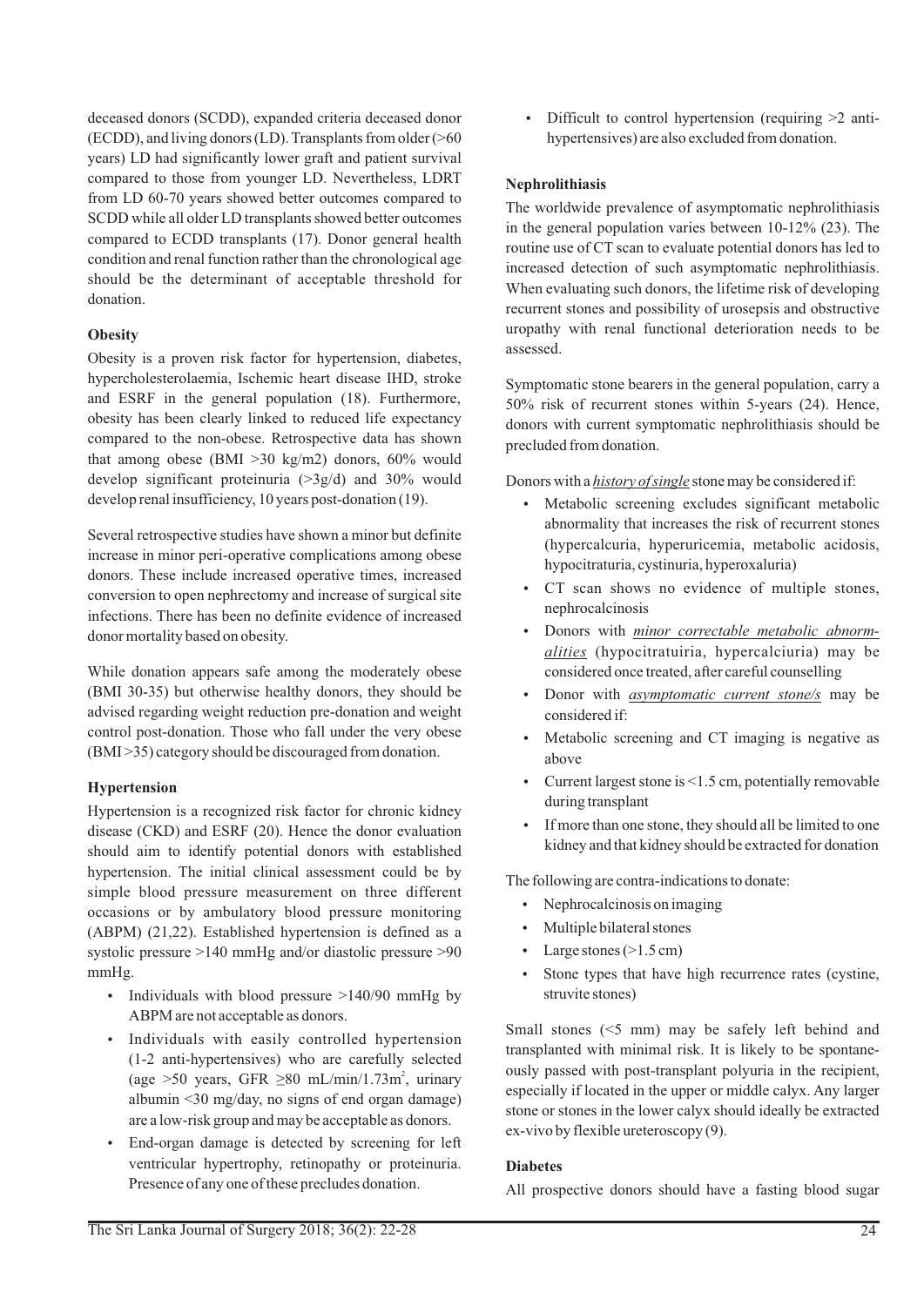deceased donors (SCDD), expanded criteria deceased donor (ECDD), and living donors (LD). Transplants from older (>60 years) LD had significantly lower graft and patient survival compared to those from younger LD. Nevertheless, LDRT from LD 60-70 years showed better outcomes compared to SCDD while all older LD transplants showed better outcomes compared to ECDD transplants (17). Donor general health condition and renal function rather than the chronological age should be the determinant of acceptable threshold for donation.

**Obesity**

Obesity is a proven risk factor for hypertension, diabetes, hypercholesterolaemia, Ischemic heart disease IHD, stroke and ESRF in the general population (18). Furthermore, obesity has been clearly linked to reduced life expectancy compared to the non-obese. Retrospective data has shown that among obese (BMI >30 kg/m2) donors, 60% would develop significant proteinuria (>3g/d) and 30% would develop renal insufficiency, 10 years post-donation (19).

Several retrospective studies have shown a minor but definite increase in minor peri-operative complications among obese donors. These include increased operative times, increased conversion to open nephrectomy and increase of surgical site infections. There has been no definite evidence of increased donor mortality based on obesity.

While donation appears safe among the moderately obese (BMI 30-35) but otherwise healthy donors, they should be advised regarding weight reduction pre-donation and weight control post-donation. Those who fall under the very obese (BMI >35) category should be discouraged from donation.

**Hypertension**

Hypertension is a recognized risk factor for chronic kidney disease (CKD) and ESRF (20). Hence the donor evaluation should aim to identify potential donors with established hypertension. The initial clinical assessment could be by simple blood pressure measurement on three different occasions or by ambulatory blood pressure monitoring (ABPM) (21,22). Established hypertension is defined as a systolic pressure >140 mmHg and/or diastolic pressure >90 mmHg.

- Individuals with blood pressure >140/90 mmHg by ABPM are not acceptable as donors.
- Individuals with easily controlled hypertension (1-2 anti-hypertensives) who are carefully selected (age >50 years, GFR ≥80 mL/min/1.73m$^2$, urinary albumin <30 mg/day, no signs of end organ damage) are a low-risk group and may be acceptable as donors.
- End-organ damage is detected by screening for left ventricular hypertrophy, retinopathy or proteinuria. Presence of any one of these precludes donation.
- Difficult to control hypertension (requiring >2 anti-hypertensives) are also excluded from donation.

**Nephrolithiasis**

The worldwide prevalence of asymptomatic nephrolithiasis in the general population varies between 10-12% (23). The routine use of CT scan to evaluate potential donors has led to increased detection of such asymptomatic nephrolithiasis. When evaluating such donors, the lifetime risk of developing recurrent stones and possibility of urosepsis and obstructive uropathy with renal functional deterioration needs to be assessed.

Symptomatic stone bearers in the general population, carry a 50% risk of recurrent stones within 5-years (24). Hence, donors with current symptomatic nephrolithiasis should be precluded from donation.

Donors with a ***history of single*** stone may be considered if:

- Metabolic screening excludes significant metabolic abnormality that increases the risk of recurrent stones (hypercalcuria, hyperuricemia, metabolic acidosis, hypocitraturia, cystinuria, hyperoxaluria)
- CT scan shows no evidence of multiple stones, nephrocalcinosis
- Donors with ***minor correctable metabolic abnormalities*** (hypocitratuiria, hypercalciuria) may be considered once treated, after careful counselling
- Donor with ***asymptomatic current stone/s*** may be considered if:
- Metabolic screening and CT imaging is negative as above
- Current largest stone is <1.5 cm, potentially removable during transplant
- If more than one stone, they should all be limited to one kidney and that kidney should be extracted for donation

The following are contra-indications to donate:

- Nephrocalcinosis on imaging
- Multiple bilateral stones
- Large stones (>1.5 cm)
- Stone types that have high recurrence rates (cystine, struvite stones)

Small stones (<5 mm) may be safely left behind and transplanted with minimal risk. It is likely to be spontaneously passed with post-transplant polyuria in the recipient, especially if located in the upper or middle calyx. Any larger stone or stones in the lower calyx should ideally be extracted ex-vivo by flexible ureteroscopy (9).

**Diabetes**

All prospective donors should have a fasting blood sugar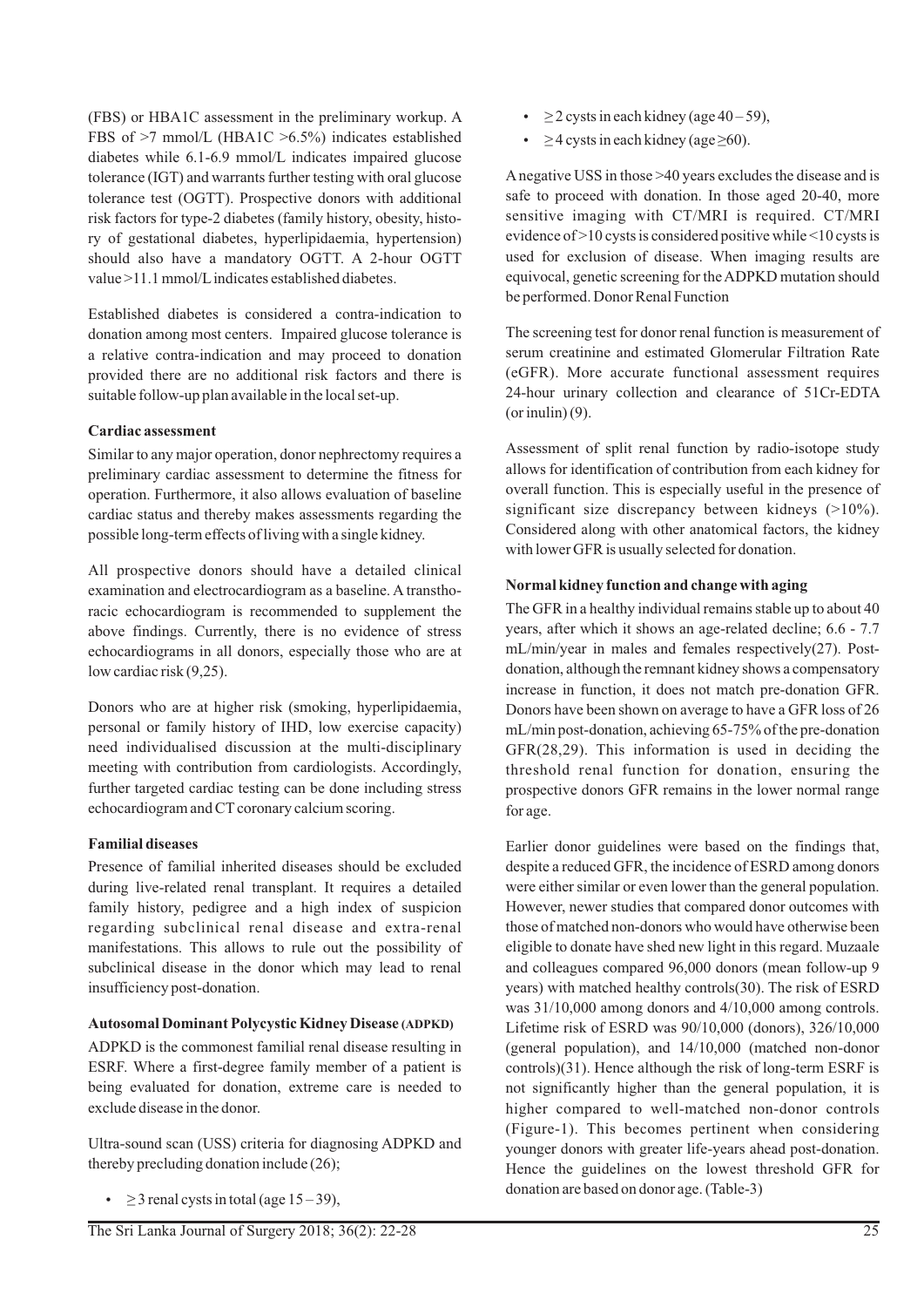(FBS) or HBA1C assessment in the preliminary workup. A FBS of >7 mmol/L (HBA1C >6.5%) indicates established diabetes while 6.1-6.9 mmol/L indicates impaired glucose tolerance (IGT) and warrants further testing with oral glucose tolerance test (OGTT). Prospective donors with additional risk factors for type-2 diabetes (family history, obesity, history of gestational diabetes, hyperlipidaemia, hypertension) should also have a mandatory OGTT. A 2-hour OGTT value >11.1 mmol/L indicates established diabetes.

Established diabetes is considered a contra-indication to donation among most centers. Impaired glucose tolerance is a relative contra-indication and may proceed to donation provided there are no additional risk factors and there is suitable follow-up plan available in the local set-up.

**Cardiac assessment**

Similar to any major operation, donor nephrectomy requires a preliminary cardiac assessment to determine the fitness for operation. Furthermore, it also allows evaluation of baseline cardiac status and thereby makes assessments regarding the possible long-term effects of living with a single kidney.

All prospective donors should have a detailed clinical examination and electrocardiogram as a baseline. A transthoracic echocardiogram is recommended to supplement the above findings. Currently, there is no evidence of stress echocardiograms in all donors, especially those who are at low cardiac risk (9,25).

Donors who are at higher risk (smoking, hyperlipidaemia, personal or family history of IHD, low exercise capacity) need individualised discussion at the multi-disciplinary meeting with contribution from cardiologists. Accordingly, further targeted cardiac testing can be done including stress echocardiogram and CT coronary calcium scoring.

**Familial diseases**

Presence of familial inherited diseases should be excluded during live-related renal transplant. It requires a detailed family history, pedigree and a high index of suspicion regarding subclinical renal disease and extra-renal manifestations. This allows to rule out the possibility of subclinical disease in the donor which may lead to renal insufficiency post-donation.

**Autosomal Dominant Polycystic Kidney Disease (ADPKD)**

ADPKD is the commonest familial renal disease resulting in ESRF. Where a first-degree family member of a patient is being evaluated for donation, extreme care is needed to exclude disease in the donor.

Ultra-sound scan (USS) criteria for diagnosing ADPKD and thereby precluding donation include (26);

- ≥3 renal cysts in total (age 15 – 39),
- ≥2 cysts in each kidney (age 40 – 59),
- ≥4 cysts in each kidney (age ≥60).

A negative USS in those >40 years excludes the disease and is safe to proceed with donation. In those aged 20-40, more sensitive imaging with CT/MRI is required. CT/MRI evidence of >10 cysts is considered positive while <10 cysts is used for exclusion of disease. When imaging results are equivocal, genetic screening for the ADPKD mutation should be performed. Donor Renal Function

The screening test for donor renal function is measurement of serum creatinine and estimated Glomerular Filtration Rate (eGFR). More accurate functional assessment requires 24-hour urinary collection and clearance of 51Cr-EDTA (or inulin) (9).

Assessment of split renal function by radio-isotope study allows for identification of contribution from each kidney for overall function. This is especially useful in the presence of significant size discrepancy between kidneys (>10%). Considered along with other anatomical factors, the kidney with lower GFR is usually selected for donation.

**Normal kidney function and change with aging**

The GFR in a healthy individual remains stable up to about 40 years, after which it shows an age-related decline; 6.6 - 7.7 mL/min/year in males and females respectively(27). Post-donation, although the remnant kidney shows a compensatory increase in function, it does not match pre-donation GFR. Donors have been shown on average to have a GFR loss of 26 mL/min post-donation, achieving 65-75% of the pre-donation GFR(28,29). This information is used in deciding the threshold renal function for donation, ensuring the prospective donors GFR remains in the lower normal range for age.

Earlier donor guidelines were based on the findings that, despite a reduced GFR, the incidence of ESRD among donors were either similar or even lower than the general population. However, newer studies that compared donor outcomes with those of matched non-donors who would have otherwise been eligible to donate have shed new light in this regard. Muzaale and colleagues compared 96,000 donors (mean follow-up 9 years) with matched healthy controls(30). The risk of ESRD was 31/10,000 among donors and 4/10,000 among controls. Lifetime risk of ESRD was 90/10,000 (donors), 326/10,000 (general population), and 14/10,000 (matched non-donor controls)(31). Hence although the risk of long-term ESRF is not significantly higher than the general population, it is higher compared to well-matched non-donor controls (Figure-1). This becomes pertinent when considering younger donors with greater life-years ahead post-donation. Hence the guidelines on the lowest threshold GFR for donation are based on donor age. (Table-3)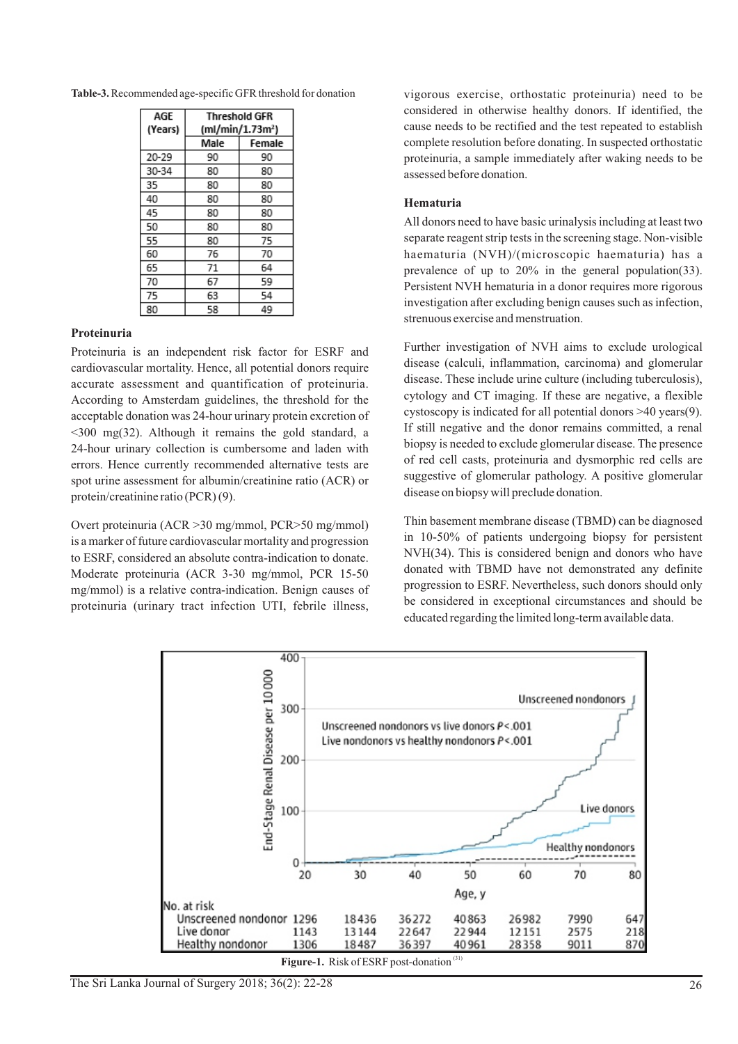**Table-3.** Recommended age-specific GFR threshold for donation

| AGE (Years) | Threshold GFR (ml/min/1.73m²) | |
|---|---|---|
| | Male | Female |
| 20-29 | 90 | 90 |
| 30-34 | 80 | 80 |
| 35 | 80 | 80 |
| 40 | 80 | 80 |
| 45 | 80 | 80 |
| 50 | 80 | 80 |
| 55 | 80 | 75 |
| 60 | 76 | 70 |
| 65 | 71 | 64 |
| 70 | 67 | 59 |
| 75 | 63 | 54 |
| 80 | 58 | 49 |

### Proteinuria

Proteinuria is an independent risk factor for ESRF and cardiovascular mortality. Hence, all potential donors require accurate assessment and quantification of proteinuria. According to Amsterdam guidelines, the threshold for the acceptable donation was 24-hour urinary protein excretion of <300 mg(32). Although it remains the gold standard, a 24-hour urinary collection is cumbersome and laden with errors. Hence currently recommended alternative tests are spot urine assessment for albumin/creatinine ratio (ACR) or protein/creatinine ratio (PCR) (9).

Overt proteinuria (ACR >30 mg/mmol, PCR>50 mg/mmol) is a marker of future cardiovascular mortality and progression to ESRF, considered an absolute contra-indication to donate. Moderate proteinuria (ACR 3-30 mg/mmol, PCR 15-50 mg/mmol) is a relative contra-indication. Benign causes of proteinuria (urinary tract infection UTI, febrile illness, vigorous exercise, orthostatic proteinuria) need to be considered in otherwise healthy donors. If identified, the cause needs to be rectified and the test repeated to establish complete resolution before donating. In suspected orthostatic proteinuria, a sample immediately after waking needs to be assessed before donation.

### Hematuria

All donors need to have basic urinalysis including at least two separate reagent strip tests in the screening stage. Non-visible haematuria (NVH)/(microscopic haematuria) has a prevalence of up to 20% in the general population(33). Persistent NVH hematuria in a donor requires more rigorous investigation after excluding benign causes such as infection, strenuous exercise and menstruation.

Further investigation of NVH aims to exclude urological disease (calculi, inflammation, carcinoma) and glomerular disease. These include urine culture (including tuberculosis), cytology and CT imaging. If these are negative, a flexible cystoscopy is indicated for all potential donors >40 years(9). If still negative and the donor remains committed, a renal biopsy is needed to exclude glomerular disease. The presence of red cell casts, proteinuria and dysmorphic red cells are suggestive of glomerular pathology. A positive glomerular disease on biopsy will preclude donation.

Thin basement membrane disease (TBMD) can be diagnosed in 10-50% of patients undergoing biopsy for persistent NVH(34). This is considered benign and donors who have donated with TBMD have not demonstrated any definite progression to ESRF. Nevertheless, such donors should only be considered in exceptional circumstances and should be educated regarding the limited long-term available data.

| No. at risk | 20 | 30 | 40 | 50 | 60 | 70 | 80 |
|---|---|---|---|---|---|---|---|
| Unscreened nondonor | 1296 | 18436 | 36272 | 40863 | 26982 | 7990 | 647 |
| Live donor | 1143 | 13144 | 22647 | 22944 | 12151 | 2575 | 218 |
| Healthy nondonor | 1306 | 18487 | 36397 | 40961 | 28358 | 9011 | 870 |

**Figure-1.** Risk of ESRF post-donation [31]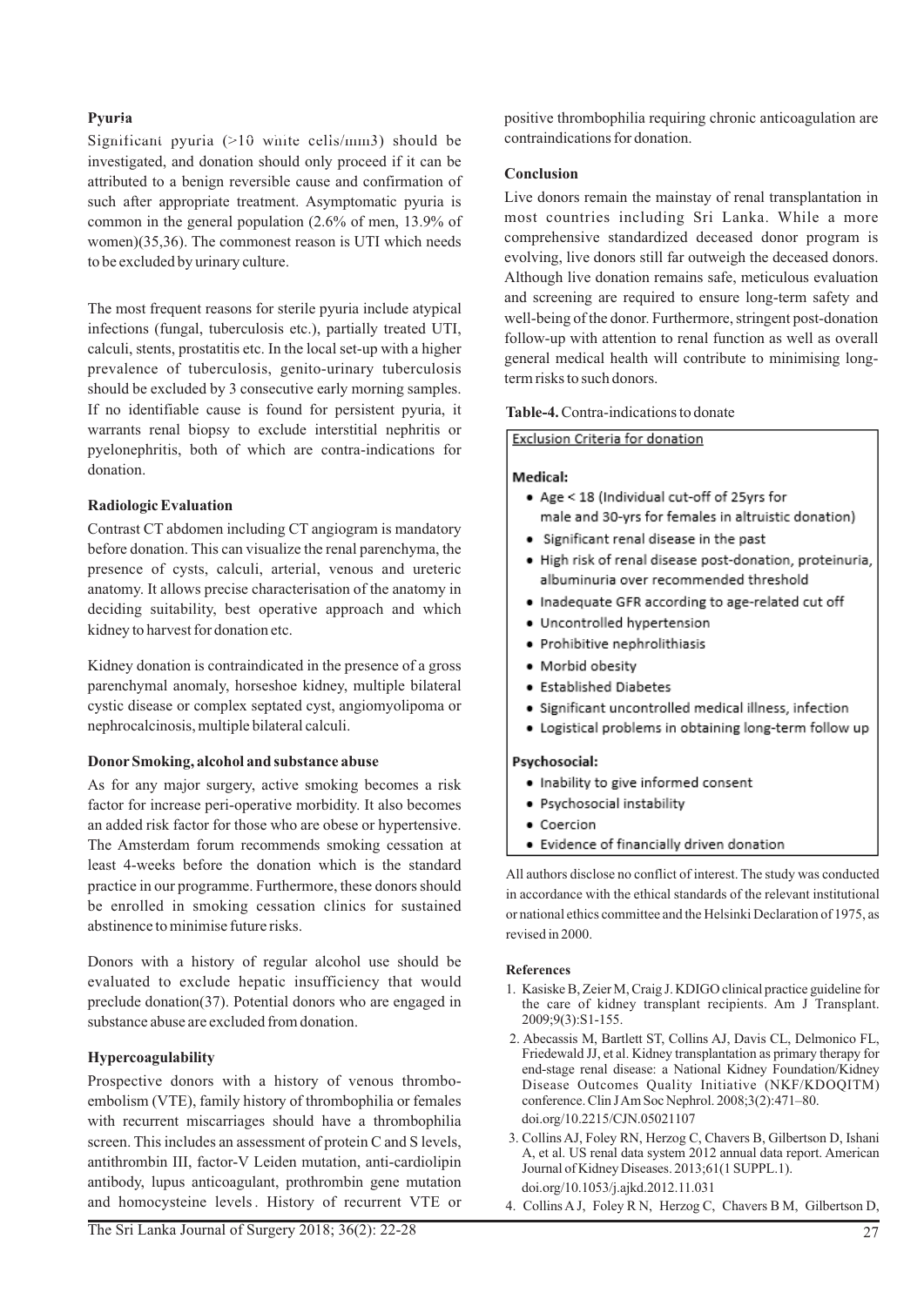**Pyuria**

Significant pyuria (>10 white cells/mm3) should be investigated, and donation should only proceed if it can be attributed to a benign reversible cause and confirmation of such after appropriate treatment. Asymptomatic pyuria is common in the general population (2.6% of men, 13.9% of women)(35,36). The commonest reason is UTI which needs to be excluded by urinary culture.

The most frequent reasons for sterile pyuria include atypical infections (fungal, tuberculosis etc.), partially treated UTI, calculi, stents, prostatitis etc. In the local set-up with a higher prevalence of tuberculosis, genito-urinary tuberculosis should be excluded by 3 consecutive early morning samples. If no identifiable cause is found for persistent pyuria, it warrants renal biopsy to exclude interstitial nephritis or pyelonephritis, both of which are contra-indications for donation.

**Radiologic Evaluation**

Contrast CT abdomen including CT angiogram is mandatory before donation. This can visualize the renal parenchyma, the presence of cysts, calculi, arterial, venous and ureteric anatomy. It allows precise characterisation of the anatomy in deciding suitability, best operative approach and which kidney to harvest for donation etc.

Kidney donation is contraindicated in the presence of a gross parenchymal anomaly, horseshoe kidney, multiple bilateral cystic disease or complex septated cyst, angiomyolipoma or nephrocalcinosis, multiple bilateral calculi.

**Donor Smoking, alcohol and substance abuse**

As for any major surgery, active smoking becomes a risk factor for increase peri-operative morbidity. It also becomes an added risk factor for those who are obese or hypertensive. The Amsterdam forum recommends smoking cessation at least 4-weeks before the donation which is the standard practice in our programme. Furthermore, these donors should be enrolled in smoking cessation clinics for sustained abstinence to minimise future risks.

Donors with a history of regular alcohol use should be evaluated to exclude hepatic insufficiency that would preclude donation(37). Potential donors who are engaged in substance abuse are excluded from donation.

**Hypercoagulability**

Prospective donors with a history of venous thrombo-embolism (VTE), family history of thrombophilia or females with recurrent miscarriages should have a thrombophilia screen. This includes an assessment of protein C and S levels, antithrombin III, factor-V Leiden mutation, anti-cardiolipin antibody, lupus anticoagulant, prothrombin gene mutation and homocysteine levels. History of recurrent VTE or positive thrombophilia requiring chronic anticoagulation are contraindications for donation.

**Conclusion**

Live donors remain the mainstay of renal transplantation in most countries including Sri Lanka. While a more comprehensive standardized deceased donor program is evolving, live donors still far outweigh the deceased donors. Although live donation remains safe, meticulous evaluation and screening are required to ensure long-term safety and well-being of the donor. Furthermore, stringent post-donation follow-up with attention to renal function as well as overall general medical health will contribute to minimising long-term risks to such donors.

**Table-4.** Contra-indications to donate

| Exclusion Criteria for donation |
|---|
| **Medical:** |
| • Age < 18 (Individual cut-off of 25yrs for male and 30-yrs for females in altruistic donation) |
| • Significant renal disease in the past |
| • High risk of renal disease post-donation, proteinuria, albuminuria over recommended threshold |
| • Inadequate GFR according to age-related cut off |
| • Uncontrolled hypertension |
| • Prohibitive nephrolithiasis |
| • Morbid obesity |
| • Established Diabetes |
| • Significant uncontrolled medical illness, infection |
| • Logistical problems in obtaining long-term follow up |
| **Psychosocial:** |
| • Inability to give informed consent |
| • Psychosocial instability |
| • Coercion |
| • Evidence of financially driven donation |

All authors disclose no conflict of interest. The study was conducted in accordance with the ethical standards of the relevant institutional or national ethics committee and the Helsinki Declaration of 1975, as revised in 2000.

**References**

1. Kasiske B, Zeier M, Craig J. KDIGO clinical practice guideline for the care of kidney transplant recipients. Am J Transplant. 2009;9(3):S1-155.
2. Abecassis M, Bartlett ST, Collins AJ, Davis CL, Delmonico FL, Friedewald JJ, et al. Kidney transplantation as primary therapy for end-stage renal disease: a National Kidney Foundation/Kidney Disease Outcomes Quality Initiative (NKF/KDOQITM) conference. Clin J Am Soc Nephrol. 2008;3(2):471–80. doi.org/10.2215/CJN.05021107
3. Collins AJ, Foley RN, Herzog C, Chavers B, Gilbertson D, Ishani A, et al. US renal data system 2012 annual data report. American Journal of Kidney Diseases. 2013;61(1 SUPPL.1). doi.org/10.1053/j.ajkd.2012.11.031
4. Collins A J, Foley R N, Herzog C, Chavers B M, Gilbertson D,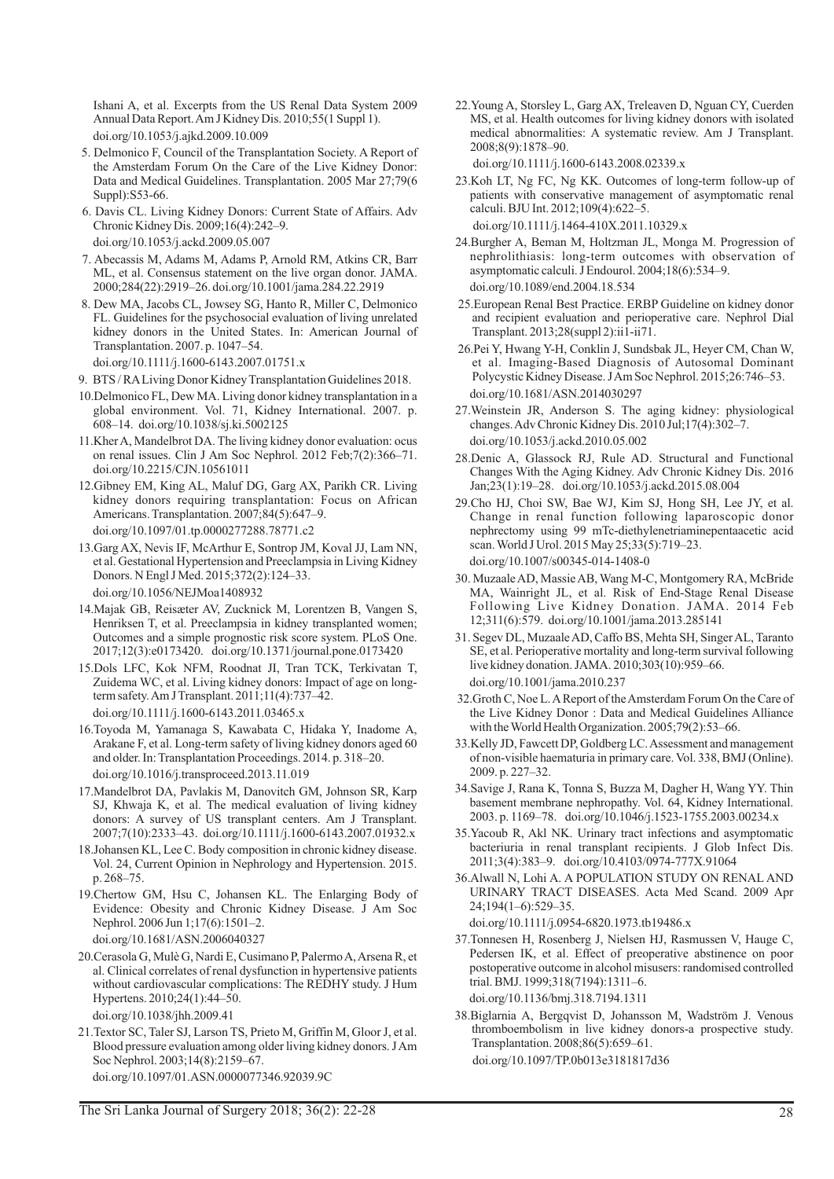Ishani A, et al. Excerpts from the US Renal Data System 2009 Annual Data Report. Am J Kidney Dis. 2010;55(1 Suppl 1). doi.org/10.1053/j.ajkd.2009.10.009

5. Delmonico F, Council of the Transplantation Society. A Report of the Amsterdam Forum On the Care of the Live Kidney Donor: Data and Medical Guidelines. Transplantation. 2005 Mar 27;79(6 Suppl):S53-66.
6. Davis CL. Living Kidney Donors: Current State of Affairs. Adv Chronic Kidney Dis. 2009;16(4):242–9. doi.org/10.1053/j.ackd.2009.05.007
7. Abecassis M, Adams M, Adams P, Arnold RM, Atkins CR, Barr ML, et al. Consensus statement on the live organ donor. JAMA. 2000;284(22):2919–26. doi.org/10.1001/jama.284.22.2919
8. Dew MA, Jacobs CL, Jowsey SG, Hanto R, Miller C, Delmonico FL. Guidelines for the psychosocial evaluation of living unrelated kidney donors in the United States. In: American Journal of Transplantation. 2007. p. 1047–54. doi.org/10.1111/j.1600-6143.2007.01751.x
9. BTS / RA Living Donor Kidney Transplantation Guidelines 2018.
10. Delmonico FL, Dew MA. Living donor kidney transplantation in a global environment. Vol. 71, Kidney International. 2007. p. 608–14. doi.org/10.1038/sj.ki.5002125
11. Kher A, Mandelbrot DA. The living kidney donor evaluation: ocus on renal issues. Clin J Am Soc Nephrol. 2012 Feb;7(2):366–71. doi.org/10.2215/CJN.10561011
12. Gibney EM, King AL, Maluf DG, Garg AX, Parikh CR. Living kidney donors requiring transplantation: Focus on African Americans. Transplantation. 2007;84(5):647–9. doi.org/10.1097/01.tp.0000277288.78771.c2
13. Garg AX, Nevis IF, McArthur E, Sontrop JM, Koval JJ, Lam NN, et al. Gestational Hypertension and Preeclampsia in Living Kidney Donors. N Engl J Med. 2015;372(2):124–33. doi.org/10.1056/NEJMoa1408932
14. Majak GB, Reisæter AV, Zucknick M, Lorentzen B, Vangen S, Henriksen T, et al. Preeclampsia in kidney transplanted women; Outcomes and a simple prognostic risk score system. PLoS One. 2017;12(3):e0173420. doi.org/10.1371/journal.pone.0173420
15. Dols LFC, Kok NFM, Roodnat JI, Tran TCK, Terkivatan T, Zuidema WC, et al. Living kidney donors: Impact of age on long-term safety. Am J Transplant. 2011;11(4):737–42. doi.org/10.1111/j.1600-6143.2011.03465.x
16. Toyoda M, Yamanaga S, Kawabata C, Hidaka Y, Inadome A, Arakane F, et al. Long-term safety of living kidney donors aged 60 and older. In: Transplantation Proceedings. 2014. p. 318–20. doi.org/10.1016/j.transproceed.2013.11.019
17. Mandelbrot DA, Pavlakis M, Danovitch GM, Johnson SR, Karp SJ, Khwaja K, et al. The medical evaluation of living kidney donors: A survey of US transplant centers. Am J Transplant. 2007;7(10):2333–43. doi.org/10.1111/j.1600-6143.2007.01932.x
18. Johansen KL, Lee C. Body composition in chronic kidney disease. Vol. 24, Current Opinion in Nephrology and Hypertension. 2015. p. 268–75.
19. Chertow GM, Hsu C, Johansen KL. The Enlarging Body of Evidence: Obesity and Chronic Kidney Disease. J Am Soc Nephrol. 2006 Jun 1;17(6):1501–2. doi.org/10.1681/ASN.2006040327
20. Cerasola G, Mulè G, Nardi E, Cusimano P, Palermo A, Arsena R, et al. Clinical correlates of renal dysfunction in hypertensive patients without cardiovascular complications: The REDHY study. J Hum Hypertens. 2010;24(1):44–50. doi.org/10.1038/jhh.2009.41
21. Textor SC, Taler SJ, Larson TS, Prieto M, Griffin M, Gloor J, et al. Blood pressure evaluation among older living kidney donors. J Am Soc Nephrol. 2003;14(8):2159–67. doi.org/10.1097/01.ASN.0000077346.92039.9C
22. Young A, Storsley L, Garg AX, Treleaven D, Nguan CY, Cuerden MS, et al. Health outcomes for living kidney donors with isolated medical abnormalities: A systematic review. Am J Transplant. 2008;8(9):1878–90. doi.org/10.1111/j.1600-6143.2008.02339.x
23. Koh LT, Ng FC, Ng KK. Outcomes of long-term follow-up of patients with conservative management of asymptomatic renal calculi. BJU Int. 2012;109(4):622–5. doi.org/10.1111/j.1464-410X.2011.10329.x
24. Burgher A, Beman M, Holtzman JL, Monga M. Progression of nephrolithiasis: long-term outcomes with observation of asymptomatic calculi. J Endourol. 2004;18(6):534–9. doi.org/10.1089/end.2004.18.534
25. European Renal Best Practice. ERBP Guideline on kidney donor and recipient evaluation and perioperative care. Nephrol Dial Transplant. 2013;28(suppl 2):ii1-ii71.
26. Pei Y, Hwang Y-H, Conklin J, Sundsbak JL, Heyer CM, Chan W, et al. Imaging-Based Diagnosis of Autosomal Dominant Polycystic Kidney Disease. J Am Soc Nephrol. 2015;26:746–53. doi.org/10.1681/ASN.2014030297
27. Weinstein JR, Anderson S. The aging kidney: physiological changes. Adv Chronic Kidney Dis. 2010 Jul;17(4):302–7. doi.org/10.1053/j.ackd.2010.05.002
28. Denic A, Glassock RJ, Rule AD. Structural and Functional Changes With the Aging Kidney. Adv Chronic Kidney Dis. 2016 Jan;23(1):19–28. doi.org/10.1053/j.ackd.2015.08.004
29. Cho HJ, Choi SW, Bae WJ, Kim SJ, Hong SH, Lee JY, et al. Change in renal function following laparoscopic donor nephrectomy using 99 mTc-diethylenetriaminepentaacetic acid scan. World J Urol. 2015 May 25;33(5):719–23. doi.org/10.1007/s00345-014-1408-0
30. Muzaale AD, Massie AB, Wang M-C, Montgomery RA, McBride MA, Wainright JL, et al. Risk of End-Stage Renal Disease Following Live Kidney Donation. JAMA. 2014 Feb 12;311(6):579. doi.org/10.1001/jama.2013.285141
31. Segev DL, Muzaale AD, Caffo BS, Mehta SH, Singer AL, Taranto SE, et al. Perioperative mortality and long-term survival following live kidney donation. JAMA. 2010;303(10):959–66. doi.org/10.1001/jama.2010.237
32. Groth C, Noe L. A Report of the Amsterdam Forum On the Care of the Live Kidney Donor : Data and Medical Guidelines Alliance with the World Health Organization. 2005;79(2):53–66.
33. Kelly JD, Fawcett DP, Goldberg LC. Assessment and management of non-visible haematuria in primary care. Vol. 338, BMJ (Online). 2009. p. 227–32.
34. Savige J, Rana K, Tonna S, Buzza M, Dagher H, Wang YY. Thin basement membrane nephropathy. Vol. 64, Kidney International. 2003. p. 1169–78. doi.org/10.1046/j.1523-1755.2003.00234.x
35. Yacoub R, Akl NK. Urinary tract infections and asymptomatic bacteriuria in renal transplant recipients. J Glob Infect Dis. 2011;3(4):383–9. doi.org/10.4103/0974-777X.91064
36. Alwall N, Lohi A. A POPULATION STUDY ON RENAL AND URINARY TRACT DISEASES. Acta Med Scand. 2009 Apr 24;194(1–6):529–35. doi.org/10.1111/j.0954-6820.1973.tb19486.x
37. Tonnesen H, Rosenberg J, Nielsen HJ, Rasmussen V, Hauge C, Pedersen IK, et al. Effect of preoperative abstinence on poor postoperative outcome in alcohol misusers: randomised controlled trial. BMJ. 1999;318(7194):1311–6. doi.org/10.1136/bmj.318.7194.1311
38. Biglarnia A, Bergqvist D, Johansson M, Wadström J. Venous thromboembolism in live kidney donors-a prospective study. Transplantation. 2008;86(5):659–61. doi.org/10.1097/TP.0b013e3181817d36